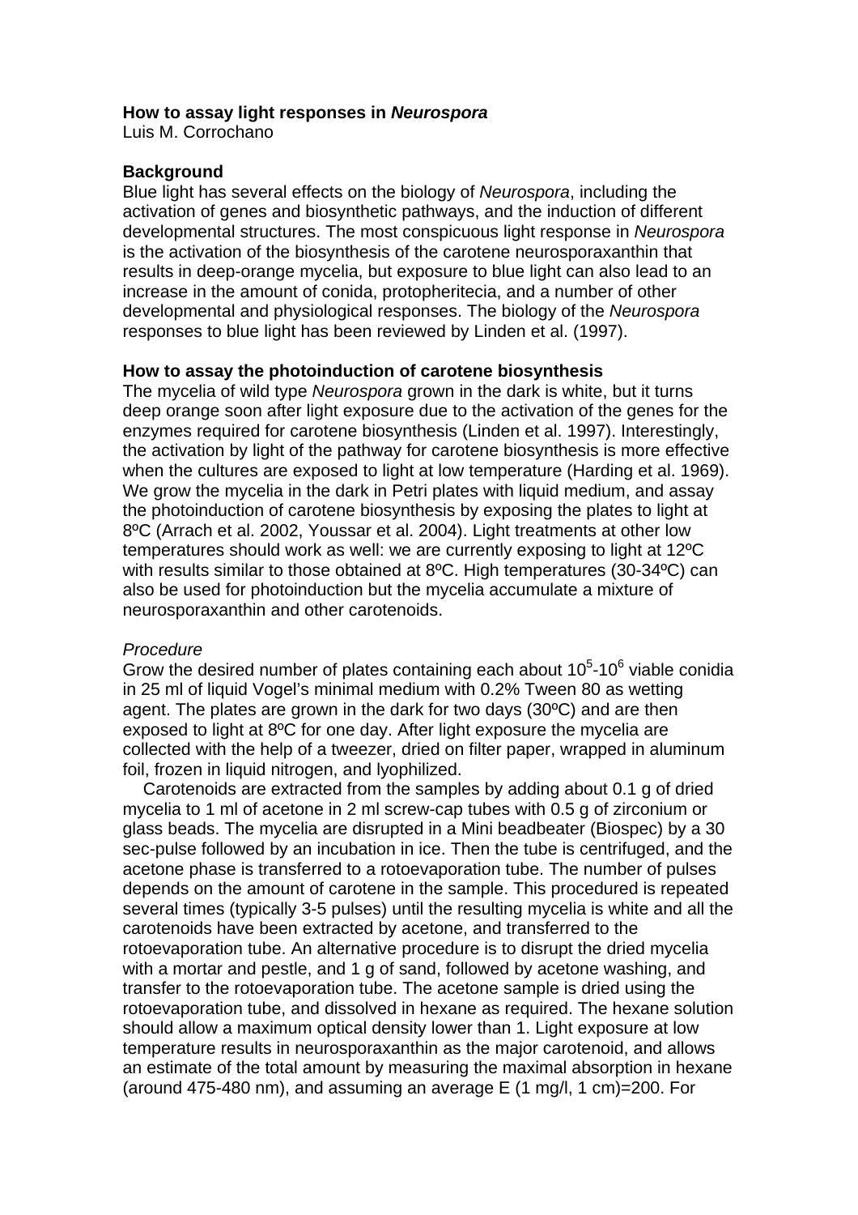**How to assay light responses in *Neurospora***
Luis M. Corrochano

**Background**
Blue light has several effects on the biology of *Neurospora*, including the activation of genes and biosynthetic pathways, and the induction of different developmental structures. The most conspicuous light response in *Neurospora* is the activation of the biosynthesis of the carotene neurosporaxanthin that results in deep-orange mycelia, but exposure to blue light can also lead to an increase in the amount of conida, protopheritecia, and a number of other developmental and physiological responses. The biology of the *Neurospora* responses to blue light has been reviewed by Linden et al. (1997).

**How to assay the photoinduction of carotene biosynthesis**
The mycelia of wild type *Neurospora* grown in the dark is white, but it turns deep orange soon after light exposure due to the activation of the genes for the enzymes required for carotene biosynthesis (Linden et al. 1997). Interestingly, the activation by light of the pathway for carotene biosynthesis is more effective when the cultures are exposed to light at low temperature (Harding et al. 1969). We grow the mycelia in the dark in Petri plates with liquid medium, and assay the photoinduction of carotene biosynthesis by exposing the plates to light at 8ºC (Arrach et al. 2002, Youssar et al. 2004). Light treatments at other low temperatures should work as well: we are currently exposing to light at 12ºC with results similar to those obtained at 8ºC. High temperatures (30-34ºC) can also be used for photoinduction but the mycelia accumulate a mixture of neurosporaxanthin and other carotenoids.

*Procedure*
Grow the desired number of plates containing each about $10^5$-$10^6$ viable conidia in 25 ml of liquid Vogel's minimal medium with 0.2% Tween 80 as wetting agent. The plates are grown in the dark for two days (30ºC) and are then exposed to light at 8ºC for one day. After light exposure the mycelia are collected with the help of a tweezer, dried on filter paper, wrapped in aluminum foil, frozen in liquid nitrogen, and lyophilized.

Carotenoids are extracted from the samples by adding about 0.1 g of dried mycelia to 1 ml of acetone in 2 ml screw-cap tubes with 0.5 g of zirconium or glass beads. The mycelia are disrupted in a Mini beadbeater (Biospec) by a 30 sec-pulse followed by an incubation in ice. Then the tube is centrifuged, and the acetone phase is transferred to a rotoevaporation tube. The number of pulses depends on the amount of carotene in the sample. This procedured is repeated several times (typically 3-5 pulses) until the resulting mycelia is white and all the carotenoids have been extracted by acetone, and transferred to the rotoevaporation tube. An alternative procedure is to disrupt the dried mycelia with a mortar and pestle, and 1 g of sand, followed by acetone washing, and transfer to the rotoevaporation tube. The acetone sample is dried using the rotoevaporation tube, and dissolved in hexane as required. The hexane solution should allow a maximum optical density lower than 1. Light exposure at low temperature results in neurosporaxanthin as the major carotenoid, and allows an estimate of the total amount by measuring the maximal absorption in hexane (around 475-480 nm), and assuming an average E (1 mg/l, 1 cm)=200. For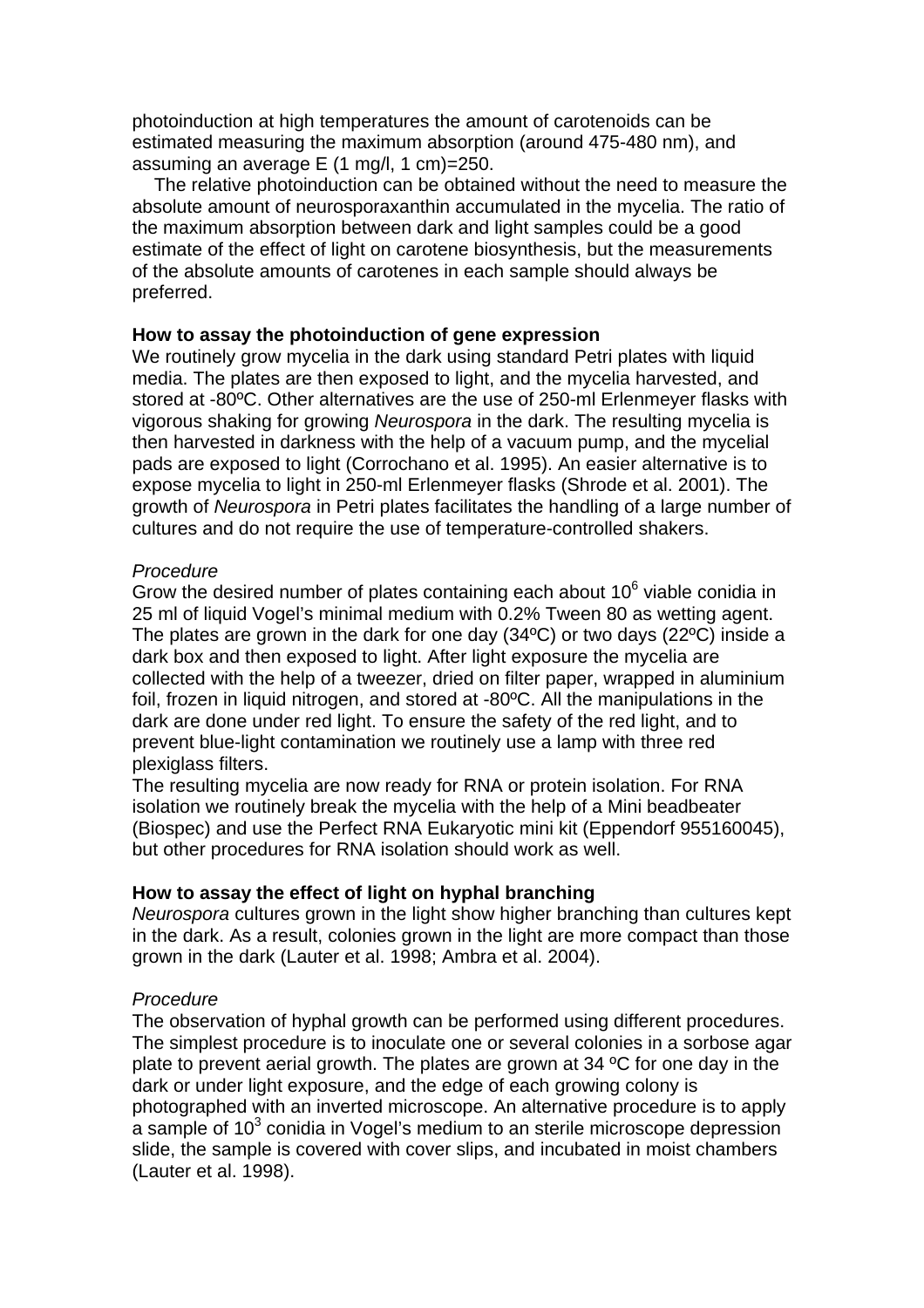photoinduction at high temperatures the amount of carotenoids can be estimated measuring the maximum absorption (around 475-480 nm), and assuming an average E (1 mg/l, 1 cm)=250.

The relative photoinduction can be obtained without the need to measure the absolute amount of neurosporaxanthin accumulated in the mycelia. The ratio of the maximum absorption between dark and light samples could be a good estimate of the effect of light on carotene biosynthesis, but the measurements of the absolute amounts of carotenes in each sample should always be preferred.

**How to assay the photoinduction of gene expression**

We routinely grow mycelia in the dark using standard Petri plates with liquid media. The plates are then exposed to light, and the mycelia harvested, and stored at -80ºC. Other alternatives are the use of 250-ml Erlenmeyer flasks with vigorous shaking for growing *Neurospora* in the dark. The resulting mycelia is then harvested in darkness with the help of a vacuum pump, and the mycelial pads are exposed to light (Corrochano et al. 1995). An easier alternative is to expose mycelia to light in 250-ml Erlenmeyer flasks (Shrode et al. 2001). The growth of *Neurospora* in Petri plates facilitates the handling of a large number of cultures and do not require the use of temperature-controlled shakers.

*Procedure*

Grow the desired number of plates containing each about $10^6$ viable conidia in 25 ml of liquid Vogel's minimal medium with 0.2% Tween 80 as wetting agent. The plates are grown in the dark for one day (34ºC) or two days (22ºC) inside a dark box and then exposed to light. After light exposure the mycelia are collected with the help of a tweezer, dried on filter paper, wrapped in aluminium foil, frozen in liquid nitrogen, and stored at -80ºC. All the manipulations in the dark are done under red light. To ensure the safety of the red light, and to prevent blue-light contamination we routinely use a lamp with three red plexiglass filters.

The resulting mycelia are now ready for RNA or protein isolation. For RNA isolation we routinely break the mycelia with the help of a Mini beadbeater (Biospec) and use the Perfect RNA Eukaryotic mini kit (Eppendorf 955160045), but other procedures for RNA isolation should work as well.

**How to assay the effect of light on hyphal branching**

*Neurospora* cultures grown in the light show higher branching than cultures kept in the dark. As a result, colonies grown in the light are more compact than those grown in the dark (Lauter et al. 1998; Ambra et al. 2004).

*Procedure*

The observation of hyphal growth can be performed using different procedures. The simplest procedure is to inoculate one or several colonies in a sorbose agar plate to prevent aerial growth. The plates are grown at 34 ºC for one day in the dark or under light exposure, and the edge of each growing colony is photographed with an inverted microscope. An alternative procedure is to apply a sample of $10^3$ conidia in Vogel's medium to an sterile microscope depression slide, the sample is covered with cover slips, and incubated in moist chambers (Lauter et al. 1998).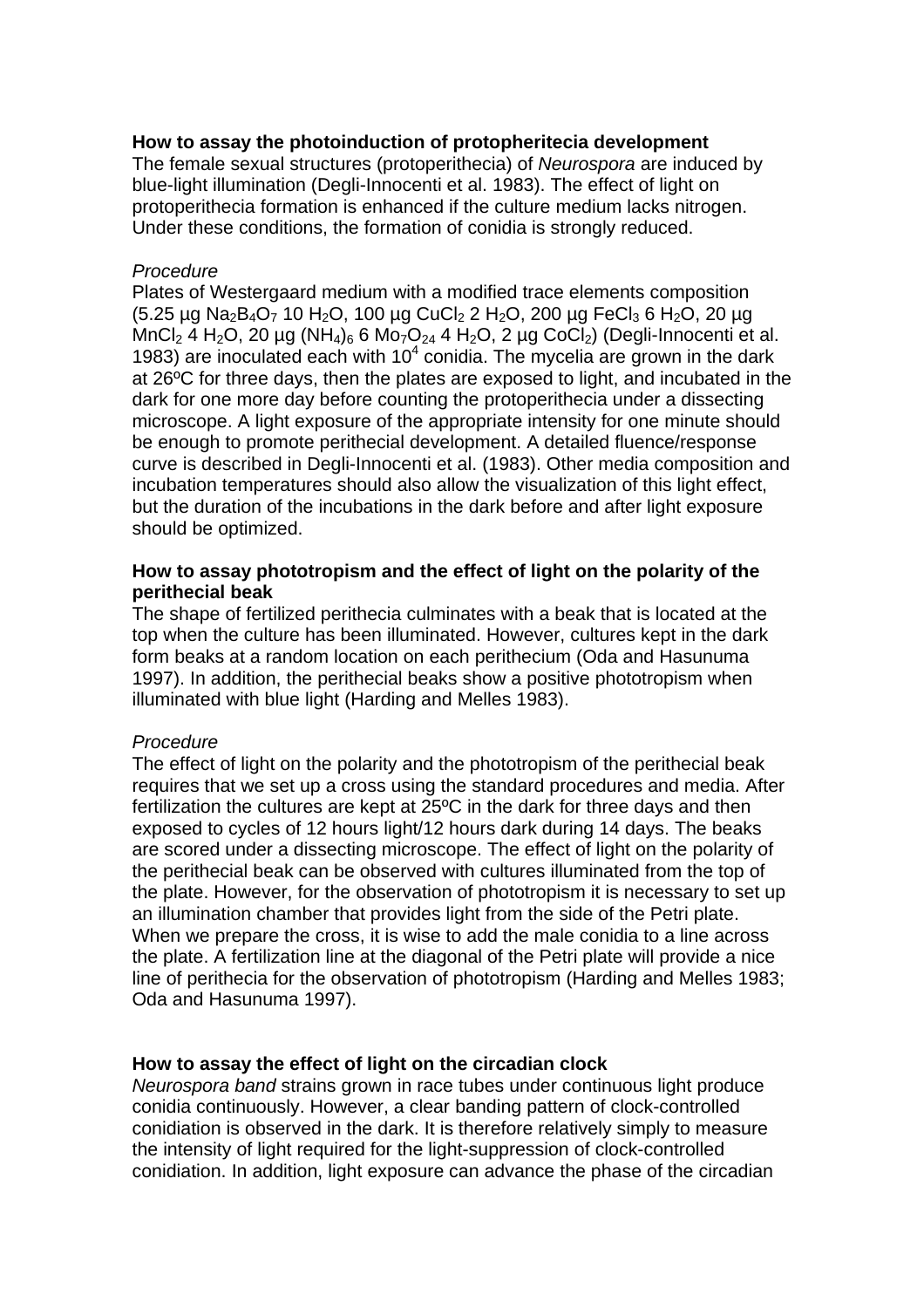**How to assay the photoinduction of protopheritecia development**
The female sexual structures (protoperithecia) of *Neurospora* are induced by blue-light illumination (Degli-Innocenti et al. 1983). The effect of light on protoperithecia formation is enhanced if the culture medium lacks nitrogen. Under these conditions, the formation of conidia is strongly reduced.

*Procedure*
Plates of Westergaard medium with a modified trace elements composition (5.25 µg $Na_2B_4O_7$ 10 $H_2O$, 100 µg $CuCl_2$ 2 $H_2O$, 200 µg $FeCl_3$ 6 $H_2O$, 20 µg $MnCl_2$ 4 $H_2O$, 20 µg $(NH_4)_6$ 6 $Mo_7O_{24}$ 4 $H_2O$, 2 µg $CoCl_2$) (Degli-Innocenti et al. 1983) are inoculated each with $10^4$ conidia. The mycelia are grown in the dark at 26ºC for three days, then the plates are exposed to light, and incubated in the dark for one more day before counting the protoperithecia under a dissecting microscope. A light exposure of the appropriate intensity for one minute should be enough to promote perithecial development. A detailed fluence/response curve is described in Degli-Innocenti et al. (1983). Other media composition and incubation temperatures should also allow the visualization of this light effect, but the duration of the incubations in the dark before and after light exposure should be optimized.

**How to assay phototropism and the effect of light on the polarity of the perithecial beak**
The shape of fertilized perithecia culminates with a beak that is located at the top when the culture has been illuminated. However, cultures kept in the dark form beaks at a random location on each perithecium (Oda and Hasunuma 1997). In addition, the perithecial beaks show a positive phototropism when illuminated with blue light (Harding and Melles 1983).

*Procedure*
The effect of light on the polarity and the phototropism of the perithecial beak requires that we set up a cross using the standard procedures and media. After fertilization the cultures are kept at 25ºC in the dark for three days and then exposed to cycles of 12 hours light/12 hours dark during 14 days. The beaks are scored under a dissecting microscope. The effect of light on the polarity of the perithecial beak can be observed with cultures illuminated from the top of the plate. However, for the observation of phototropism it is necessary to set up an illumination chamber that provides light from the side of the Petri plate. When we prepare the cross, it is wise to add the male conidia to a line across the plate. A fertilization line at the diagonal of the Petri plate will provide a nice line of perithecia for the observation of phototropism (Harding and Melles 1983; Oda and Hasunuma 1997).

**How to assay the effect of light on the circadian clock**
*Neurospora band* strains grown in race tubes under continuous light produce conidia continuously. However, a clear banding pattern of clock-controlled conidiation is observed in the dark. It is therefore relatively simply to measure the intensity of light required for the light-suppression of clock-controlled conidiation. In addition, light exposure can advance the phase of the circadian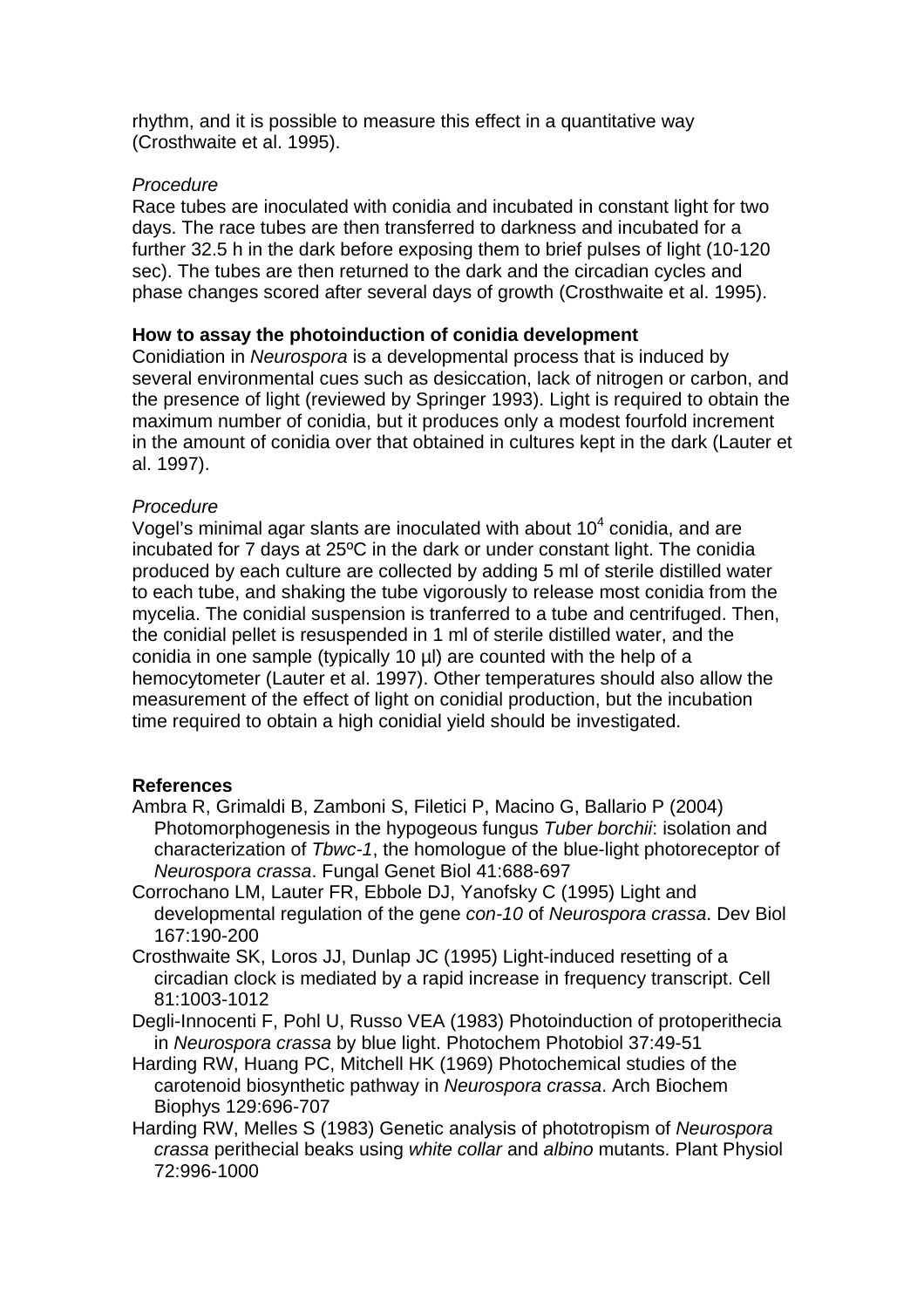rhythm, and it is possible to measure this effect in a quantitative way (Crosthwaite et al. 1995).

*Procedure*

Race tubes are inoculated with conidia and incubated in constant light for two days. The race tubes are then transferred to darkness and incubated for a further 32.5 h in the dark before exposing them to brief pulses of light (10-120 sec). The tubes are then returned to the dark and the circadian cycles and phase changes scored after several days of growth (Crosthwaite et al. 1995).

**How to assay the photoinduction of conidia development**

Conidiation in *Neurospora* is a developmental process that is induced by several environmental cues such as desiccation, lack of nitrogen or carbon, and the presence of light (reviewed by Springer 1993). Light is required to obtain the maximum number of conidia, but it produces only a modest fourfold increment in the amount of conidia over that obtained in cultures kept in the dark (Lauter et al. 1997).

*Procedure*

Vogel's minimal agar slants are inoculated with about $10^4$ conidia, and are incubated for 7 days at 25ºC in the dark or under constant light. The conidia produced by each culture are collected by adding 5 ml of sterile distilled water to each tube, and shaking the tube vigorously to release most conidia from the mycelia. The conidial suspension is tranferred to a tube and centrifuged. Then, the conidial pellet is resuspended in 1 ml of sterile distilled water, and the conidia in one sample (typically 10 µl) are counted with the help of a hemocytometer (Lauter et al. 1997). Other temperatures should also allow the measurement of the effect of light on conidial production, but the incubation time required to obtain a high conidial yield should be investigated.

**References**

Ambra R, Grimaldi B, Zamboni S, Filetici P, Macino G, Ballario P (2004) Photomorphogenesis in the hypogeous fungus *Tuber borchii*: isolation and characterization of *Tbwc-1*, the homologue of the blue-light photoreceptor of *Neurospora crassa*. Fungal Genet Biol 41:688-697

Corrochano LM, Lauter FR, Ebbole DJ, Yanofsky C (1995) Light and developmental regulation of the gene *con-10* of *Neurospora crassa*. Dev Biol 167:190-200

Crosthwaite SK, Loros JJ, Dunlap JC (1995) Light-induced resetting of a circadian clock is mediated by a rapid increase in frequency transcript. Cell 81:1003-1012

Degli-Innocenti F, Pohl U, Russo VEA (1983) Photoinduction of protoperithecia in *Neurospora crassa* by blue light. Photochem Photobiol 37:49-51

Harding RW, Huang PC, Mitchell HK (1969) Photochemical studies of the carotenoid biosynthetic pathway in *Neurospora crassa*. Arch Biochem Biophys 129:696-707

Harding RW, Melles S (1983) Genetic analysis of phototropism of *Neurospora crassa* perithecial beaks using *white collar* and *albino* mutants. Plant Physiol 72:996-1000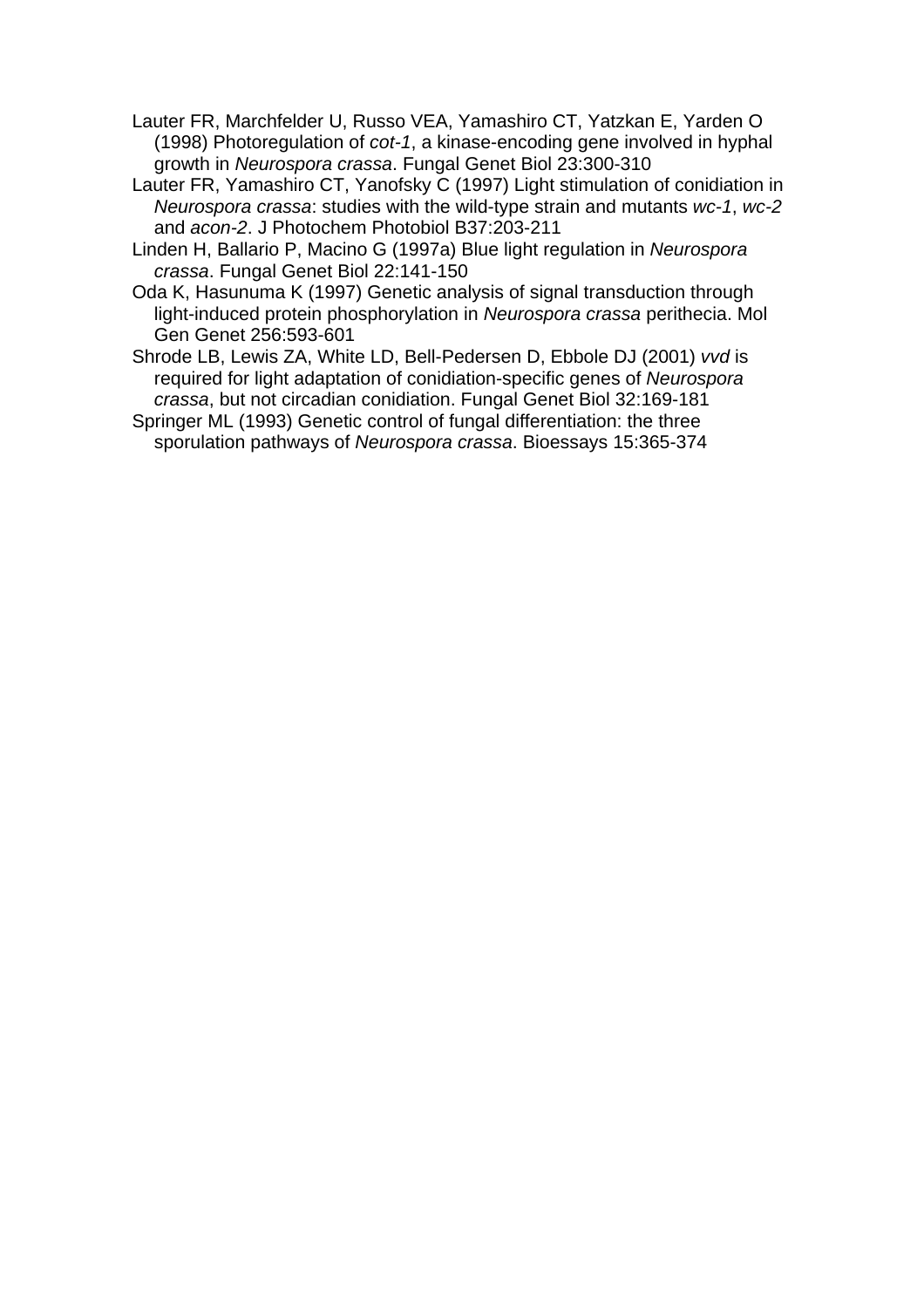Lauter FR, Marchfelder U, Russo VEA, Yamashiro CT, Yatzkan E, Yarden O (1998) Photoregulation of *cot-1*, a kinase-encoding gene involved in hyphal growth in *Neurospora crassa*. Fungal Genet Biol 23:300-310

Lauter FR, Yamashiro CT, Yanofsky C (1997) Light stimulation of conidiation in *Neurospora crassa*: studies with the wild-type strain and mutants *wc-1*, *wc-2* and *acon-2*. J Photochem Photobiol B37:203-211

Linden H, Ballario P, Macino G (1997a) Blue light regulation in *Neurospora crassa*. Fungal Genet Biol 22:141-150

Oda K, Hasunuma K (1997) Genetic analysis of signal transduction through light-induced protein phosphorylation in *Neurospora crassa* perithecia. Mol Gen Genet 256:593-601

Shrode LB, Lewis ZA, White LD, Bell-Pedersen D, Ebbole DJ (2001) *vvd* is required for light adaptation of conidiation-specific genes of *Neurospora crassa*, but not circadian conidiation. Fungal Genet Biol 32:169-181

Springer ML (1993) Genetic control of fungal differentiation: the three sporulation pathways of *Neurospora crassa*. Bioessays 15:365-374